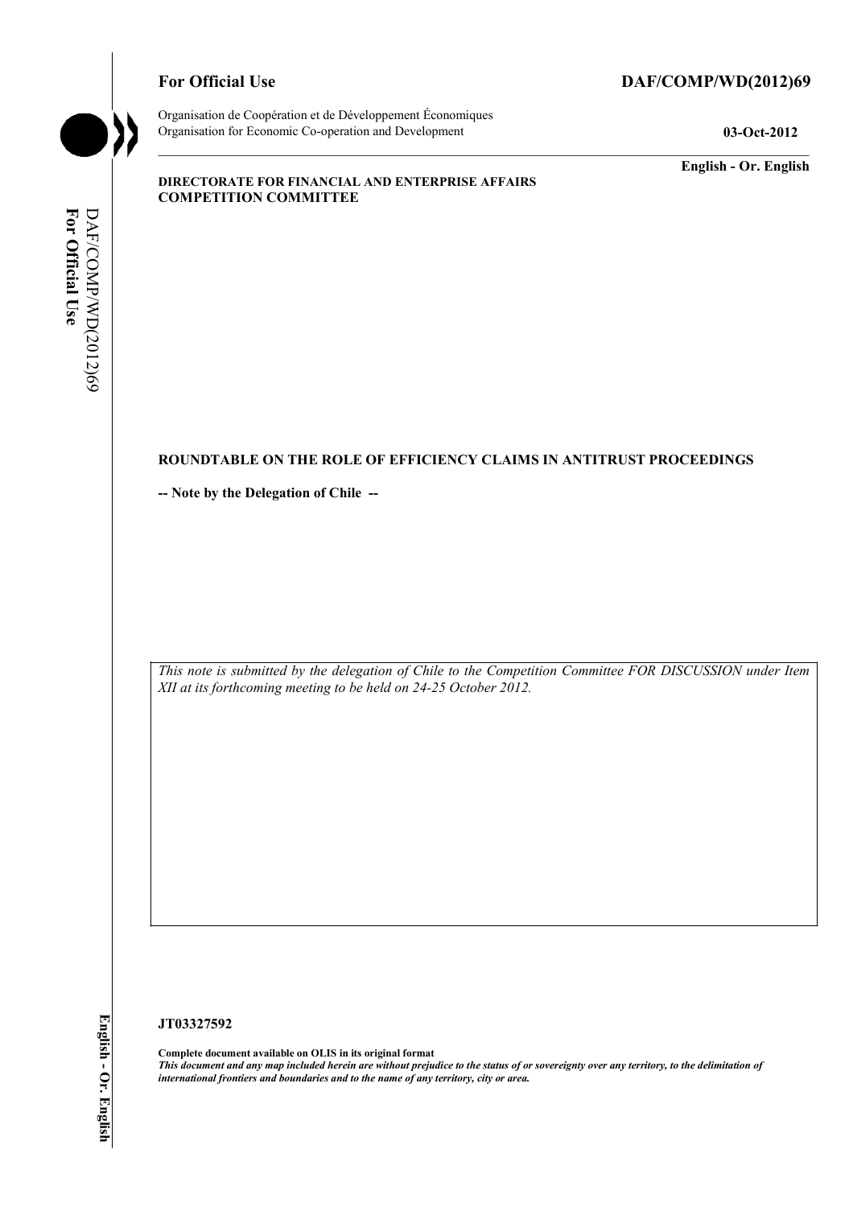**For Official Use** **DAF/COMP/WD(2012)69**

Organisation de Coopération et de Développement Économiques
Organisation for Economic Co-operation and Development **03-Oct-2012**

**English - Or. English**

**DIRECTORATE FOR FINANCIAL AND ENTERPRISE AFFAIRS**
**COMPETITION COMMITTEE**

# ROUNDTABLE ON THE ROLE OF EFFICIENCY CLAIMS IN ANTITRUST PROCEEDINGS

**-- Note by the Delegation of Chile --**

*This note is submitted by the delegation of Chile to the Competition Committee FOR DISCUSSION under Item XII at its forthcoming meeting to be held on 24-25 October 2012.*

**JT03327592**

**Complete document available on OLIS in its original format**
***This document and any map included herein are without prejudice to the status of or sovereignty over any territory, to the delimitation of international frontiers and boundaries and to the name of any territory, city or area.***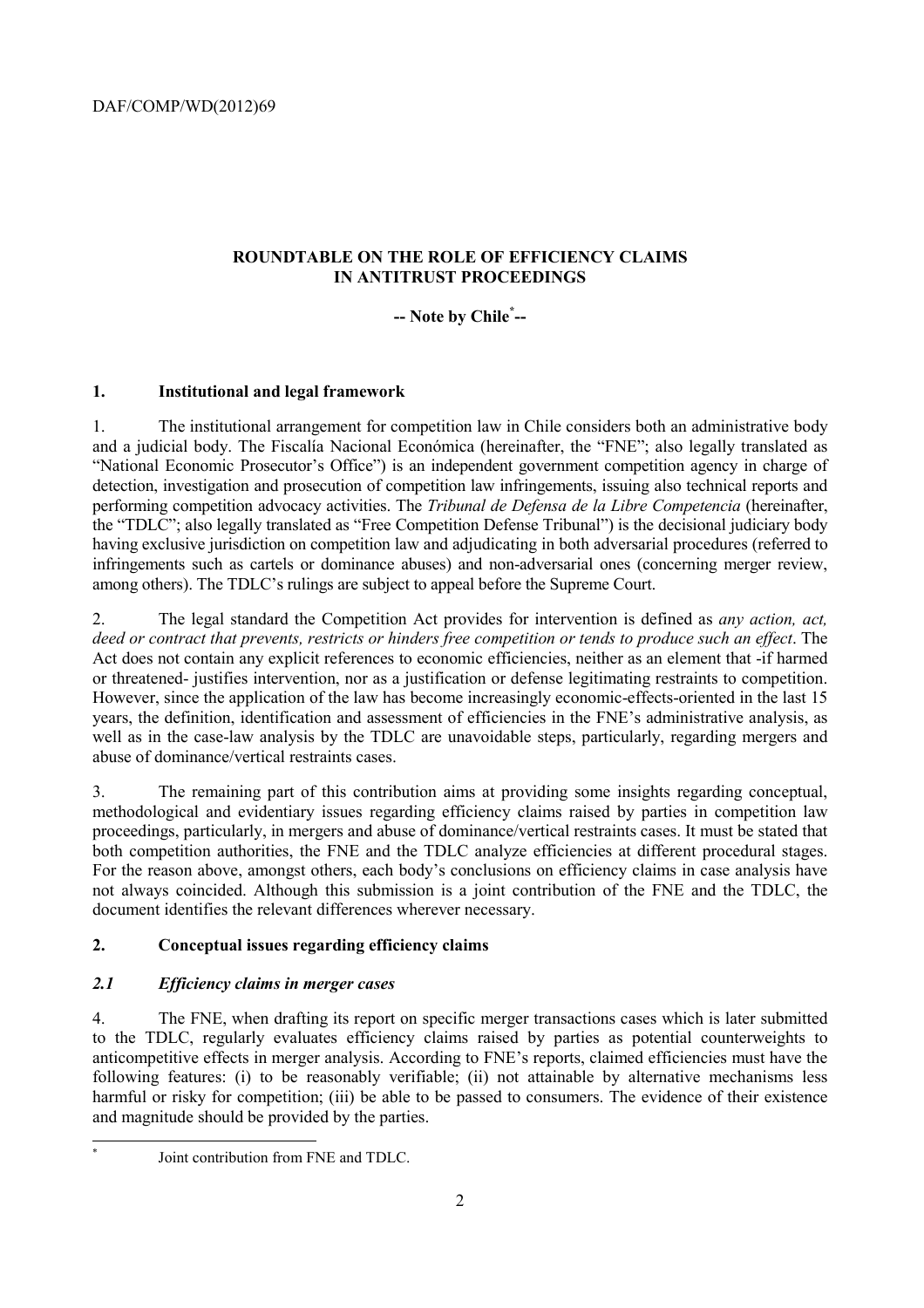## ROUNDTABLE ON THE ROLE OF EFFICIENCY CLAIMS IN ANTITRUST PROCEEDINGS

**-- Note by Chile[*] --**

### 1. Institutional and legal framework

1. The institutional arrangement for competition law in Chile considers both an administrative body and a judicial body. The Fiscalía Nacional Económica (hereinafter, the "FNE"; also legally translated as "National Economic Prosecutor's Office") is an independent government competition agency in charge of detection, investigation and prosecution of competition law infringements, issuing also technical reports and performing competition advocacy activities. The *Tribunal de Defensa de la Libre Competencia* (hereinafter, the "TDLC"; also legally translated as "Free Competition Defense Tribunal") is the decisional judiciary body having exclusive jurisdiction on competition law and adjudicating in both adversarial procedures (referred to infringements such as cartels or dominance abuses) and non-adversarial ones (concerning merger review, among others). The TDLC's rulings are subject to appeal before the Supreme Court.

2. The legal standard the Competition Act provides for intervention is defined as *any action, act, deed or contract that prevents, restricts or hinders free competition or tends to produce such an effect*. The Act does not contain any explicit references to economic efficiencies, neither as an element that -if harmed or threatened- justifies intervention, nor as a justification or defense legitimating restraints to competition. However, since the application of the law has become increasingly economic-effects-oriented in the last 15 years, the definition, identification and assessment of efficiencies in the FNE's administrative analysis, as well as in the case-law analysis by the TDLC are unavoidable steps, particularly, regarding mergers and abuse of dominance/vertical restraints cases.

3. The remaining part of this contribution aims at providing some insights regarding conceptual, methodological and evidentiary issues regarding efficiency claims raised by parties in competition law proceedings, particularly, in mergers and abuse of dominance/vertical restraints cases. It must be stated that both competition authorities, the FNE and the TDLC analyze efficiencies at different procedural stages. For the reason above, amongst others, each body's conclusions on efficiency claims in case analysis have not always coincided. Although this submission is a joint contribution of the FNE and the TDLC, the document identifies the relevant differences wherever necessary.

### 2. Conceptual issues regarding efficiency claims

#### *2.1 Efficiency claims in merger cases*

4. The FNE, when drafting its report on specific merger transactions cases which is later submitted to the TDLC, regularly evaluates efficiency claims raised by parties as potential counterweights to anticompetitive effects in merger analysis. According to FNE's reports, claimed efficiencies must have the following features: (i) to be reasonably verifiable; (ii) not attainable by alternative mechanisms less harmful or risky for competition; (iii) be able to be passed to consumers. The evidence of their existence and magnitude should be provided by the parties.

[*] Joint contribution from FNE and TDLC.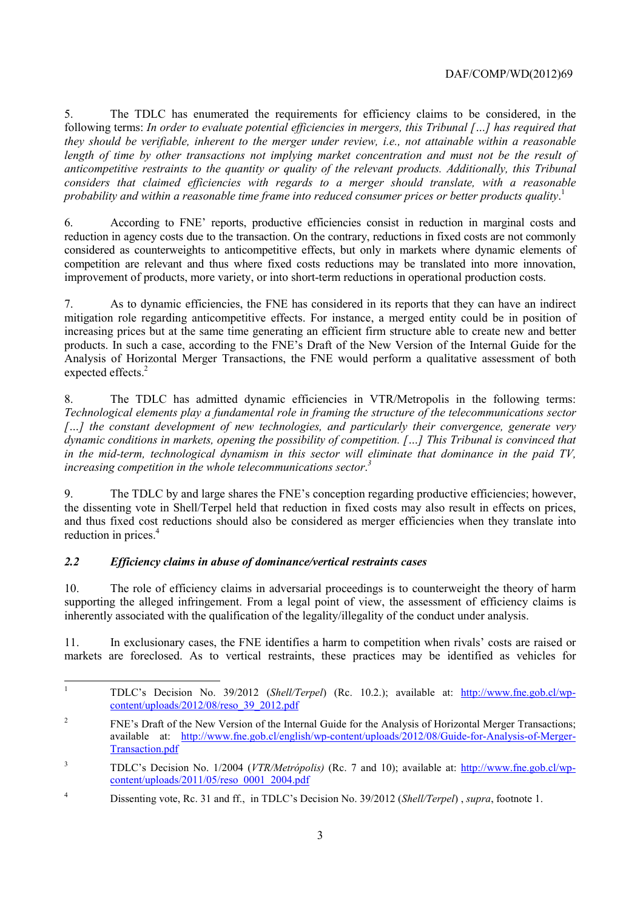5. The TDLC has enumerated the requirements for efficiency claims to be considered, in the following terms: *In order to evaluate potential efficiencies in mergers, this Tribunal […] has required that they should be verifiable, inherent to the merger under review, i.e., not attainable within a reasonable length of time by other transactions not implying market concentration and must not be the result of anticompetitive restraints to the quantity or quality of the relevant products. Additionally, this Tribunal considers that claimed efficiencies with regards to a merger should translate, with a reasonable probability and within a reasonable time frame into reduced consumer prices or better products quality*.[1]

6. According to FNE' reports, productive efficiencies consist in reduction in marginal costs and reduction in agency costs due to the transaction. On the contrary, reductions in fixed costs are not commonly considered as counterweights to anticompetitive effects, but only in markets where dynamic elements of competition are relevant and thus where fixed costs reductions may be translated into more innovation, improvement of products, more variety, or into short-term reductions in operational production costs.

7. As to dynamic efficiencies, the FNE has considered in its reports that they can have an indirect mitigation role regarding anticompetitive effects. For instance, a merged entity could be in position of increasing prices but at the same time generating an efficient firm structure able to create new and better products. In such a case, according to the FNE's Draft of the New Version of the Internal Guide for the Analysis of Horizontal Merger Transactions, the FNE would perform a qualitative assessment of both expected effects.[2]

8. The TDLC has admitted dynamic efficiencies in VTR/Metropolis in the following terms: *Technological elements play a fundamental role in framing the structure of the telecommunications sector […] the constant development of new technologies, and particularly their convergence, generate very dynamic conditions in markets, opening the possibility of competition. […] This Tribunal is convinced that in the mid-term, technological dynamism in this sector will eliminate that dominance in the paid TV, increasing competition in the whole telecommunications sector*.[3]

9. The TDLC by and large shares the FNE's conception regarding productive efficiencies; however, the dissenting vote in Shell/Terpel held that reduction in fixed costs may also result in effects on prices, and thus fixed cost reductions should also be considered as merger efficiencies when they translate into reduction in prices.[4]

### *2.2 Efficiency claims in abuse of dominance/vertical restraints cases*

10. The role of efficiency claims in adversarial proceedings is to counterweight the theory of harm supporting the alleged infringement. From a legal point of view, the assessment of efficiency claims is inherently associated with the qualification of the legality/illegality of the conduct under analysis.

11. In exclusionary cases, the FNE identifies a harm to competition when rivals' costs are raised or markets are foreclosed. As to vertical restraints, these practices may be identified as vehicles for

---

[1] TDLC's Decision No. 39/2012 (*Shell/Terpel*) (Rc. 10.2.); available at: http://www.fne.gob.cl/wp-content/uploads/2012/08/reso_39_2012.pdf

[2] FNE's Draft of the New Version of the Internal Guide for the Analysis of Horizontal Merger Transactions; available at: http://www.fne.gob.cl/english/wp-content/uploads/2012/08/Guide-for-Analysis-of-Merger-Transaction.pdf

[3] TDLC's Decision No. 1/2004 (*VTR/Metrópolis)* (Rc. 7 and 10); available at: http://www.fne.gob.cl/wp-content/uploads/2011/05/reso_0001_2004.pdf

[4] Dissenting vote, Rc. 31 and ff., in TDLC's Decision No. 39/2012 (*Shell/Terpel*) , *supra*, footnote 1.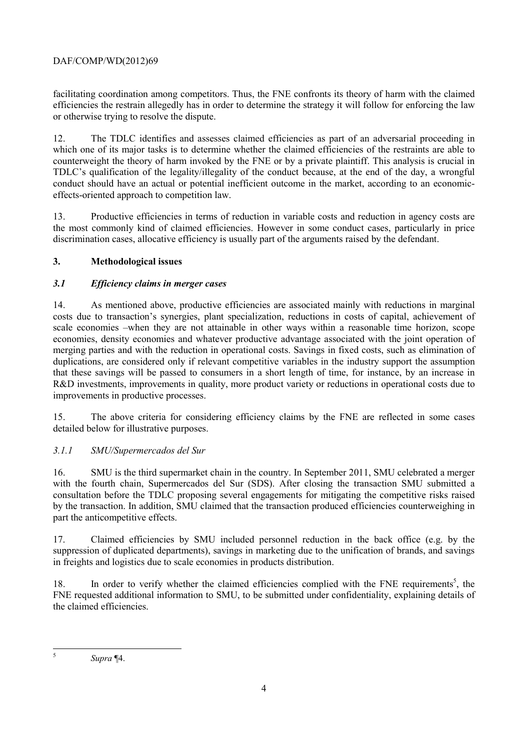facilitating coordination among competitors. Thus, the FNE confronts its theory of harm with the claimed efficiencies the restrain allegedly has in order to determine the strategy it will follow for enforcing the law or otherwise trying to resolve the dispute.

12. The TDLC identifies and assesses claimed efficiencies as part of an adversarial proceeding in which one of its major tasks is to determine whether the claimed efficiencies of the restraints are able to counterweight the theory of harm invoked by the FNE or by a private plaintiff. This analysis is crucial in TDLC's qualification of the legality/illegality of the conduct because, at the end of the day, a wrongful conduct should have an actual or potential inefficient outcome in the market, according to an economic-effects-oriented approach to competition law.

13. Productive efficiencies in terms of reduction in variable costs and reduction in agency costs are the most commonly kind of claimed efficiencies. However in some conduct cases, particularly in price discrimination cases, allocative efficiency is usually part of the arguments raised by the defendant.

## 3. Methodological issues

### *3.1 Efficiency claims in merger cases*

14. As mentioned above, productive efficiencies are associated mainly with reductions in marginal costs due to transaction's synergies, plant specialization, reductions in costs of capital, achievement of scale economies –when they are not attainable in other ways within a reasonable time horizon, scope economies, density economies and whatever productive advantage associated with the joint operation of merging parties and with the reduction in operational costs. Savings in fixed costs, such as elimination of duplications, are considered only if relevant competitive variables in the industry support the assumption that these savings will be passed to consumers in a short length of time, for instance, by an increase in R&D investments, improvements in quality, more product variety or reductions in operational costs due to improvements in productive processes.

15. The above criteria for considering efficiency claims by the FNE are reflected in some cases detailed below for illustrative purposes.

#### *3.1.1 SMU/Supermercados del Sur*

16. SMU is the third supermarket chain in the country. In September 2011, SMU celebrated a merger with the fourth chain, Supermercados del Sur (SDS). After closing the transaction SMU submitted a consultation before the TDLC proposing several engagements for mitigating the competitive risks raised by the transaction. In addition, SMU claimed that the transaction produced efficiencies counterweighing in part the anticompetitive effects.

17. Claimed efficiencies by SMU included personnel reduction in the back office (e.g. by the suppression of duplicated departments), savings in marketing due to the unification of brands, and savings in freights and logistics due to scale economies in products distribution.

18. In order to verify whether the claimed efficiencies complied with the FNE requirements[5], the FNE requested additional information to SMU, to be submitted under confidentiality, explaining details of the claimed efficiencies.

---

[5] *Supra* ¶4.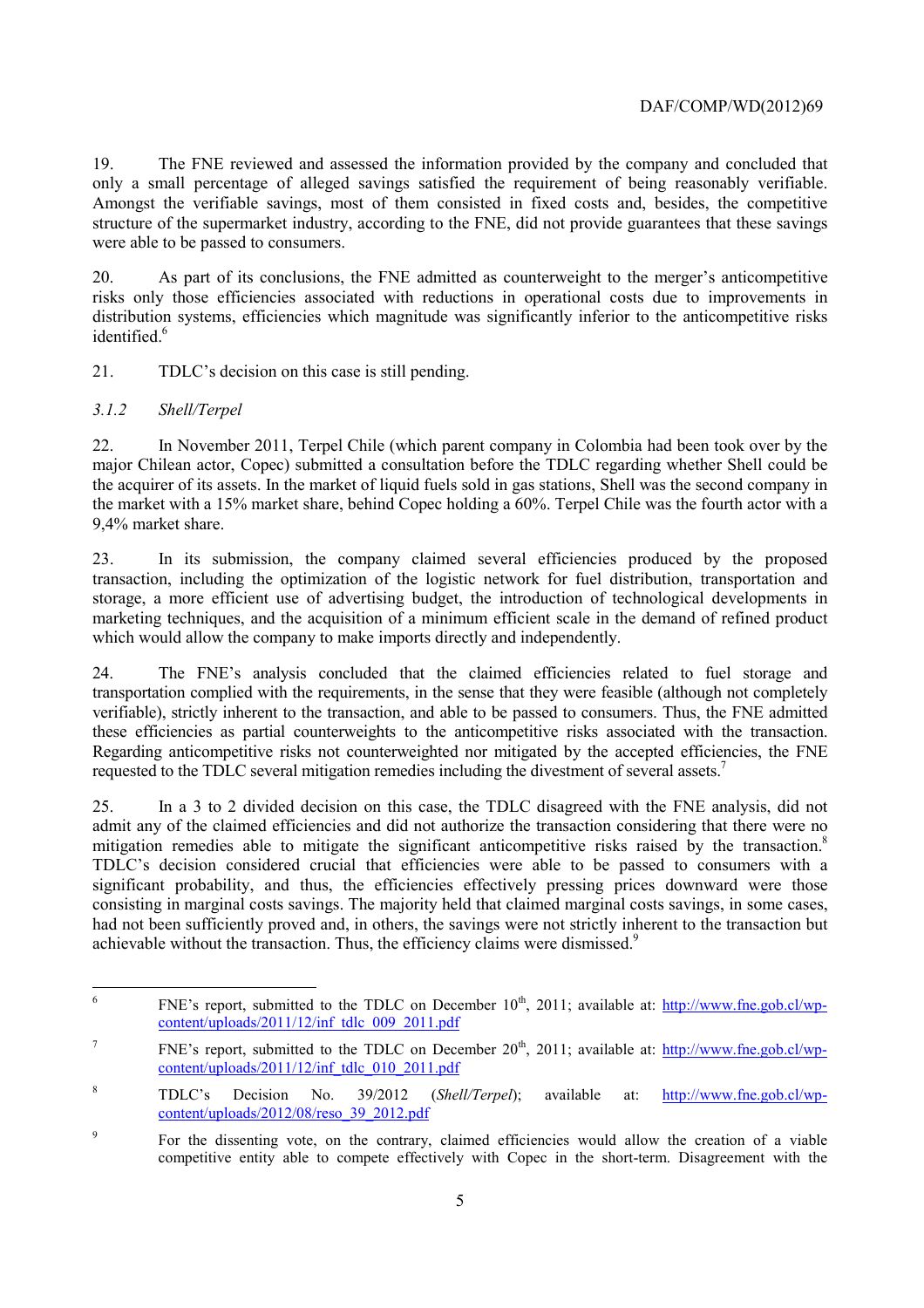19. The FNE reviewed and assessed the information provided by the company and concluded that only a small percentage of alleged savings satisfied the requirement of being reasonably verifiable. Amongst the verifiable savings, most of them consisted in fixed costs and, besides, the competitive structure of the supermarket industry, according to the FNE, did not provide guarantees that these savings were able to be passed to consumers.

20. As part of its conclusions, the FNE admitted as counterweight to the merger's anticompetitive risks only those efficiencies associated with reductions in operational costs due to improvements in distribution systems, efficiencies which magnitude was significantly inferior to the anticompetitive risks identified.[6]

21. TDLC's decision on this case is still pending.

### *3.1.2 Shell/Terpel*

22. In November 2011, Terpel Chile (which parent company in Colombia had been took over by the major Chilean actor, Copec) submitted a consultation before the TDLC regarding whether Shell could be the acquirer of its assets. In the market of liquid fuels sold in gas stations, Shell was the second company in the market with a 15% market share, behind Copec holding a 60%. Terpel Chile was the fourth actor with a 9,4% market share.

23. In its submission, the company claimed several efficiencies produced by the proposed transaction, including the optimization of the logistic network for fuel distribution, transportation and storage, a more efficient use of advertising budget, the introduction of technological developments in marketing techniques, and the acquisition of a minimum efficient scale in the demand of refined product which would allow the company to make imports directly and independently.

24. The FNE's analysis concluded that the claimed efficiencies related to fuel storage and transportation complied with the requirements, in the sense that they were feasible (although not completely verifiable), strictly inherent to the transaction, and able to be passed to consumers. Thus, the FNE admitted these efficiencies as partial counterweights to the anticompetitive risks associated with the transaction. Regarding anticompetitive risks not counterweighted nor mitigated by the accepted efficiencies, the FNE requested to the TDLC several mitigation remedies including the divestment of several assets.[7]

25. In a 3 to 2 divided decision on this case, the TDLC disagreed with the FNE analysis, did not admit any of the claimed efficiencies and did not authorize the transaction considering that there were no mitigation remedies able to mitigate the significant anticompetitive risks raised by the transaction.[8] TDLC's decision considered crucial that efficiencies were able to be passed to consumers with a significant probability, and thus, the efficiencies effectively pressing prices downward were those consisting in marginal costs savings. The majority held that claimed marginal costs savings, in some cases, had not been sufficiently proved and, in others, the savings were not strictly inherent to the transaction but achievable without the transaction. Thus, the efficiency claims were dismissed.[9]

---

[6] FNE's report, submitted to the TDLC on December 10th, 2011; available at: http://www.fne.gob.cl/wp-content/uploads/2011/12/inf_tdlc_009_2011.pdf

[7] FNE's report, submitted to the TDLC on December 20th, 2011; available at: http://www.fne.gob.cl/wp-content/uploads/2011/12/inf_tdlc_010_2011.pdf

[8] TDLC's Decision No. 39/2012 (*Shell/Terpel*); available at: http://www.fne.gob.cl/wp-content/uploads/2012/08/reso_39_2012.pdf

[9] For the dissenting vote, on the contrary, claimed efficiencies would allow the creation of a viable competitive entity able to compete effectively with Copec in the short-term. Disagreement with the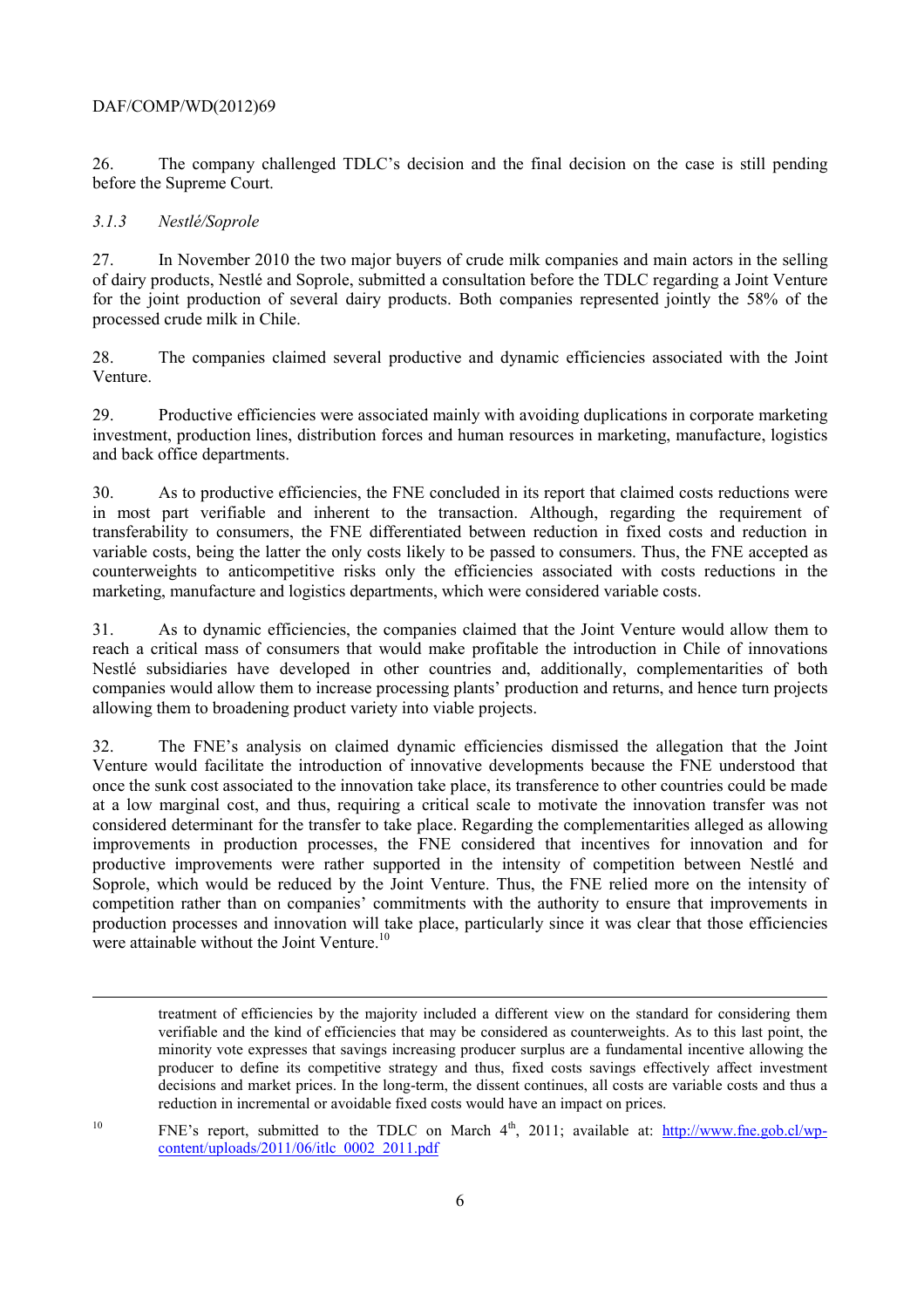26. The company challenged TDLC's decision and the final decision on the case is still pending before the Supreme Court.

### *3.1.3 Nestlé/Soprole*

27. In November 2010 the two major buyers of crude milk companies and main actors in the selling of dairy products, Nestlé and Soprole, submitted a consultation before the TDLC regarding a Joint Venture for the joint production of several dairy products. Both companies represented jointly the 58% of the processed crude milk in Chile.

28. The companies claimed several productive and dynamic efficiencies associated with the Joint Venture.

29. Productive efficiencies were associated mainly with avoiding duplications in corporate marketing investment, production lines, distribution forces and human resources in marketing, manufacture, logistics and back office departments.

30. As to productive efficiencies, the FNE concluded in its report that claimed costs reductions were in most part verifiable and inherent to the transaction. Although, regarding the requirement of transferability to consumers, the FNE differentiated between reduction in fixed costs and reduction in variable costs, being the latter the only costs likely to be passed to consumers. Thus, the FNE accepted as counterweights to anticompetitive risks only the efficiencies associated with costs reductions in the marketing, manufacture and logistics departments, which were considered variable costs.

31. As to dynamic efficiencies, the companies claimed that the Joint Venture would allow them to reach a critical mass of consumers that would make profitable the introduction in Chile of innovations Nestlé subsidiaries have developed in other countries and, additionally, complementarities of both companies would allow them to increase processing plants' production and returns, and hence turn projects allowing them to broadening product variety into viable projects.

32. The FNE's analysis on claimed dynamic efficiencies dismissed the allegation that the Joint Venture would facilitate the introduction of innovative developments because the FNE understood that once the sunk cost associated to the innovation take place, its transference to other countries could be made at a low marginal cost, and thus, requiring a critical scale to motivate the innovation transfer was not considered determinant for the transfer to take place. Regarding the complementarities alleged as allowing improvements in production processes, the FNE considered that incentives for innovation and for productive improvements were rather supported in the intensity of competition between Nestlé and Soprole, which would be reduced by the Joint Venture. Thus, the FNE relied more on the intensity of competition rather than on companies' commitments with the authority to ensure that improvements in production processes and innovation will take place, particularly since it was clear that those efficiencies were attainable without the Joint Venture.[10]

---

treatment of efficiencies by the majority included a different view on the standard for considering them verifiable and the kind of efficiencies that may be considered as counterweights. As to this last point, the minority vote expresses that savings increasing producer surplus are a fundamental incentive allowing the producer to define its competitive strategy and thus, fixed costs savings effectively affect investment decisions and market prices. In the long-term, the dissent continues, all costs are variable costs and thus a reduction in incremental or avoidable fixed costs would have an impact on prices.

[10] FNE's report, submitted to the TDLC on March 4th, 2011; available at: http://www.fne.gob.cl/wp-content/uploads/2011/06/itlc_0002_2011.pdf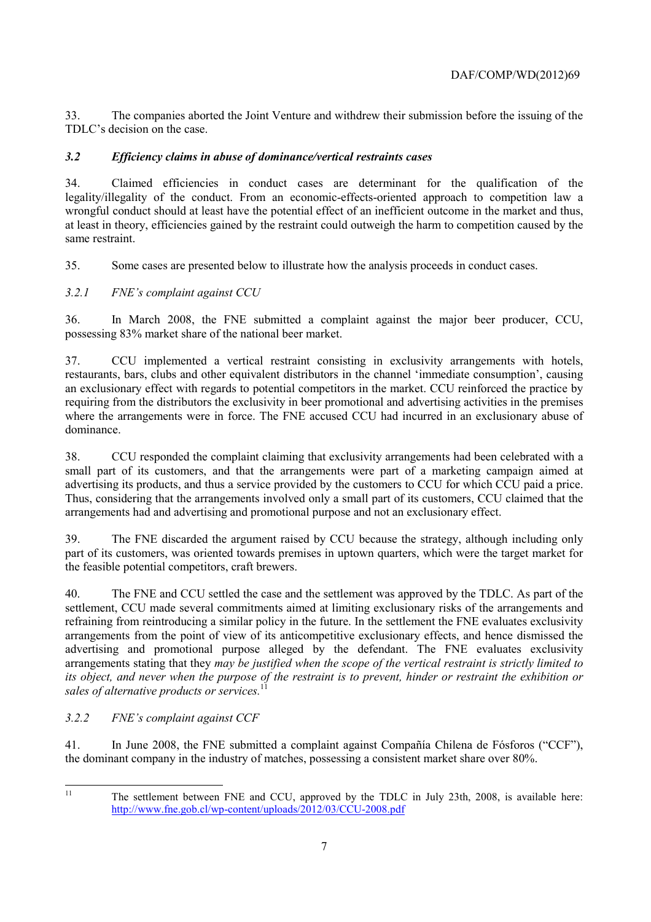33. The companies aborted the Joint Venture and withdrew their submission before the issuing of the TDLC's decision on the case.

### *3.2 Efficiency claims in abuse of dominance/vertical restraints cases*

34. Claimed efficiencies in conduct cases are determinant for the qualification of the legality/illegality of the conduct. From an economic-effects-oriented approach to competition law a wrongful conduct should at least have the potential effect of an inefficient outcome in the market and thus, at least in theory, efficiencies gained by the restraint could outweigh the harm to competition caused by the same restraint.

35. Some cases are presented below to illustrate how the analysis proceeds in conduct cases.

#### *3.2.1 FNE's complaint against CCU*

36. In March 2008, the FNE submitted a complaint against the major beer producer, CCU, possessing 83% market share of the national beer market.

37. CCU implemented a vertical restraint consisting in exclusivity arrangements with hotels, restaurants, bars, clubs and other equivalent distributors in the channel 'immediate consumption', causing an exclusionary effect with regards to potential competitors in the market. CCU reinforced the practice by requiring from the distributors the exclusivity in beer promotional and advertising activities in the premises where the arrangements were in force. The FNE accused CCU had incurred in an exclusionary abuse of dominance.

38. CCU responded the complaint claiming that exclusivity arrangements had been celebrated with a small part of its customers, and that the arrangements were part of a marketing campaign aimed at advertising its products, and thus a service provided by the customers to CCU for which CCU paid a price. Thus, considering that the arrangements involved only a small part of its customers, CCU claimed that the arrangements had and advertising and promotional purpose and not an exclusionary effect.

39. The FNE discarded the argument raised by CCU because the strategy, although including only part of its customers, was oriented towards premises in uptown quarters, which were the target market for the feasible potential competitors, craft brewers.

40. The FNE and CCU settled the case and the settlement was approved by the TDLC. As part of the settlement, CCU made several commitments aimed at limiting exclusionary risks of the arrangements and refraining from reintroducing a similar policy in the future. In the settlement the FNE evaluates exclusivity arrangements from the point of view of its anticompetitive exclusionary effects, and hence dismissed the advertising and promotional purpose alleged by the defendant. The FNE evaluates exclusivity arrangements stating that they *may be justified when the scope of the vertical restraint is strictly limited to its object, and never when the purpose of the restraint is to prevent, hinder or restraint the exhibition or sales of alternative products or services.*[11]

#### *3.2.2 FNE's complaint against CCF*

41. In June 2008, the FNE submitted a complaint against Compañía Chilena de Fósforos ("CCF"), the dominant company in the industry of matches, possessing a consistent market share over 80%.

---

[11] The settlement between FNE and CCU, approved by the TDLC in July 23th, 2008, is available here: http://www.fne.gob.cl/wp-content/uploads/2012/03/CCU-2008.pdf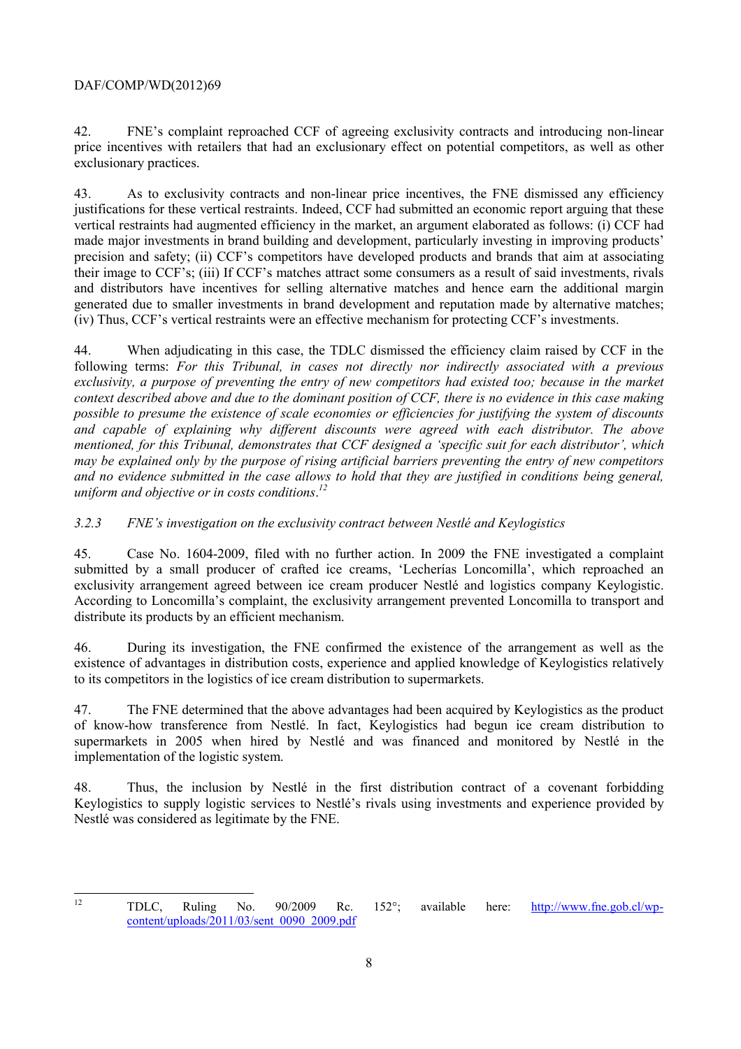42. FNE's complaint reproached CCF of agreeing exclusivity contracts and introducing non-linear price incentives with retailers that had an exclusionary effect on potential competitors, as well as other exclusionary practices.

43. As to exclusivity contracts and non-linear price incentives, the FNE dismissed any efficiency justifications for these vertical restraints. Indeed, CCF had submitted an economic report arguing that these vertical restraints had augmented efficiency in the market, an argument elaborated as follows: (i) CCF had made major investments in brand building and development, particularly investing in improving products' precision and safety; (ii) CCF's competitors have developed products and brands that aim at associating their image to CCF's; (iii) If CCF's matches attract some consumers as a result of said investments, rivals and distributors have incentives for selling alternative matches and hence earn the additional margin generated due to smaller investments in brand development and reputation made by alternative matches; (iv) Thus, CCF's vertical restraints were an effective mechanism for protecting CCF's investments.

44. When adjudicating in this case, the TDLC dismissed the efficiency claim raised by CCF in the following terms: *For this Tribunal, in cases not directly nor indirectly associated with a previous exclusivity, a purpose of preventing the entry of new competitors had existed too; because in the market context described above and due to the dominant position of CCF, there is no evidence in this case making possible to presume the existence of scale economies or efficiencies for justifying the system of discounts and capable of explaining why different discounts were agreed with each distributor. The above mentioned, for this Tribunal, demonstrates that CCF designed a 'specific suit for each distributor', which may be explained only by the purpose of rising artificial barriers preventing the entry of new competitors and no evidence submitted in the case allows to hold that they are justified in conditions being general, uniform and objective or in costs conditions*.[12]

### *3.2.3 FNE's investigation on the exclusivity contract between Nestlé and Keylogistics*

45. Case No. 1604-2009, filed with no further action. In 2009 the FNE investigated a complaint submitted by a small producer of crafted ice creams, 'Lecherías Loncomilla', which reproached an exclusivity arrangement agreed between ice cream producer Nestlé and logistics company Keylogistic. According to Loncomilla's complaint, the exclusivity arrangement prevented Loncomilla to transport and distribute its products by an efficient mechanism.

46. During its investigation, the FNE confirmed the existence of the arrangement as well as the existence of advantages in distribution costs, experience and applied knowledge of Keylogistics relatively to its competitors in the logistics of ice cream distribution to supermarkets.

47. The FNE determined that the above advantages had been acquired by Keylogistics as the product of know-how transference from Nestlé. In fact, Keylogistics had begun ice cream distribution to supermarkets in 2005 when hired by Nestlé and was financed and monitored by Nestlé in the implementation of the logistic system.

48. Thus, the inclusion by Nestlé in the first distribution contract of a covenant forbidding Keylogistics to supply logistic services to Nestlé's rivals using investments and experience provided by Nestlé was considered as legitimate by the FNE.

---

[12] TDLC, Ruling No. 90/2009 Rc. 152°; available here: http://www.fne.gob.cl/wp-content/uploads/2011/03/sent_0090_2009.pdf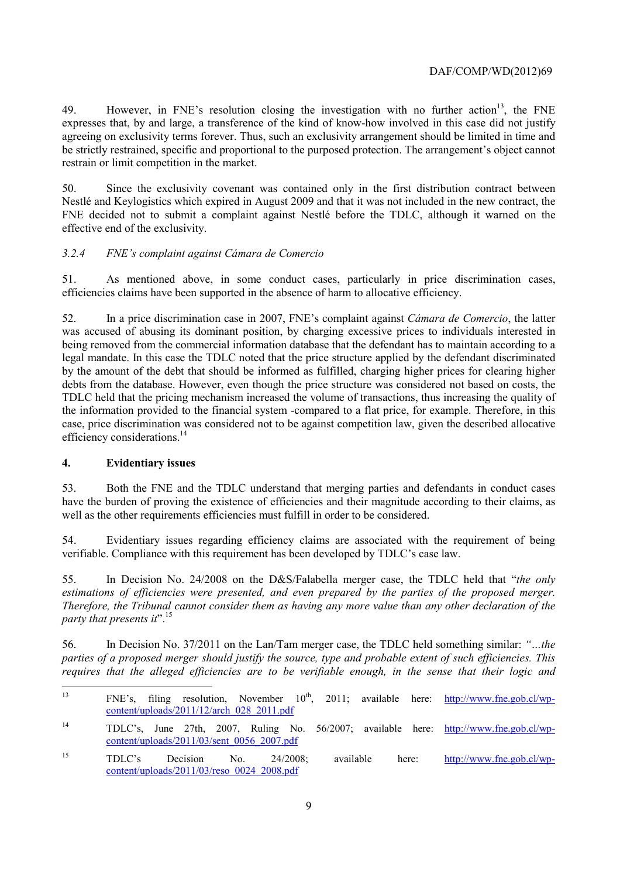49. However, in FNE's resolution closing the investigation with no further action[13], the FNE expresses that, by and large, a transference of the kind of know-how involved in this case did not justify agreeing on exclusivity terms forever. Thus, such an exclusivity arrangement should be limited in time and be strictly restrained, specific and proportional to the purposed protection. The arrangement's object cannot restrain or limit competition in the market.

50. Since the exclusivity covenant was contained only in the first distribution contract between Nestlé and Keylogistics which expired in August 2009 and that it was not included in the new contract, the FNE decided not to submit a complaint against Nestlé before the TDLC, although it warned on the effective end of the exclusivity.

*3.2.4 FNE's complaint against Cámara de Comercio*

51. As mentioned above, in some conduct cases, particularly in price discrimination cases, efficiencies claims have been supported in the absence of harm to allocative efficiency.

52. In a price discrimination case in 2007, FNE's complaint against *Cámara de Comercio*, the latter was accused of abusing its dominant position, by charging excessive prices to individuals interested in being removed from the commercial information database that the defendant has to maintain according to a legal mandate. In this case the TDLC noted that the price structure applied by the defendant discriminated by the amount of the debt that should be informed as fulfilled, charging higher prices for clearing higher debts from the database. However, even though the price structure was considered not based on costs, the TDLC held that the pricing mechanism increased the volume of transactions, thus increasing the quality of the information provided to the financial system -compared to a flat price, for example. Therefore, in this case, price discrimination was considered not to be against competition law, given the described allocative efficiency considerations.[14]

## 4. Evidentiary issues

53. Both the FNE and the TDLC understand that merging parties and defendants in conduct cases have the burden of proving the existence of efficiencies and their magnitude according to their claims, as well as the other requirements efficiencies must fulfill in order to be considered.

54. Evidentiary issues regarding efficiency claims are associated with the requirement of being verifiable. Compliance with this requirement has been developed by TDLC's case law.

55. In Decision No. 24/2008 on the D&S/Falabella merger case, the TDLC held that "*the only estimations of efficiencies were presented, and even prepared by the parties of the proposed merger. Therefore, the Tribunal cannot consider them as having any more value than any other declaration of the party that presents it*".[15]

56. In Decision No. 37/2011 on the Lan/Tam merger case, the TDLC held something similar: *"…the parties of a proposed merger should justify the source, type and probable extent of such efficiencies. This requires that the alleged efficiencies are to be verifiable enough, in the sense that their logic and*

---

[13] FNE's, filing resolution, November 10th, 2011; available here: http://www.fne.gob.cl/wp-content/uploads/2011/12/arch_028_2011.pdf

[14] TDLC's, June 27th, 2007, Ruling No. 56/2007; available here: http://www.fne.gob.cl/wp-content/uploads/2011/03/sent_0056_2007.pdf

[15] TDLC's Decision No. 24/2008; available here: http://www.fne.gob.cl/wp-content/uploads/2011/03/reso_0024_2008.pdf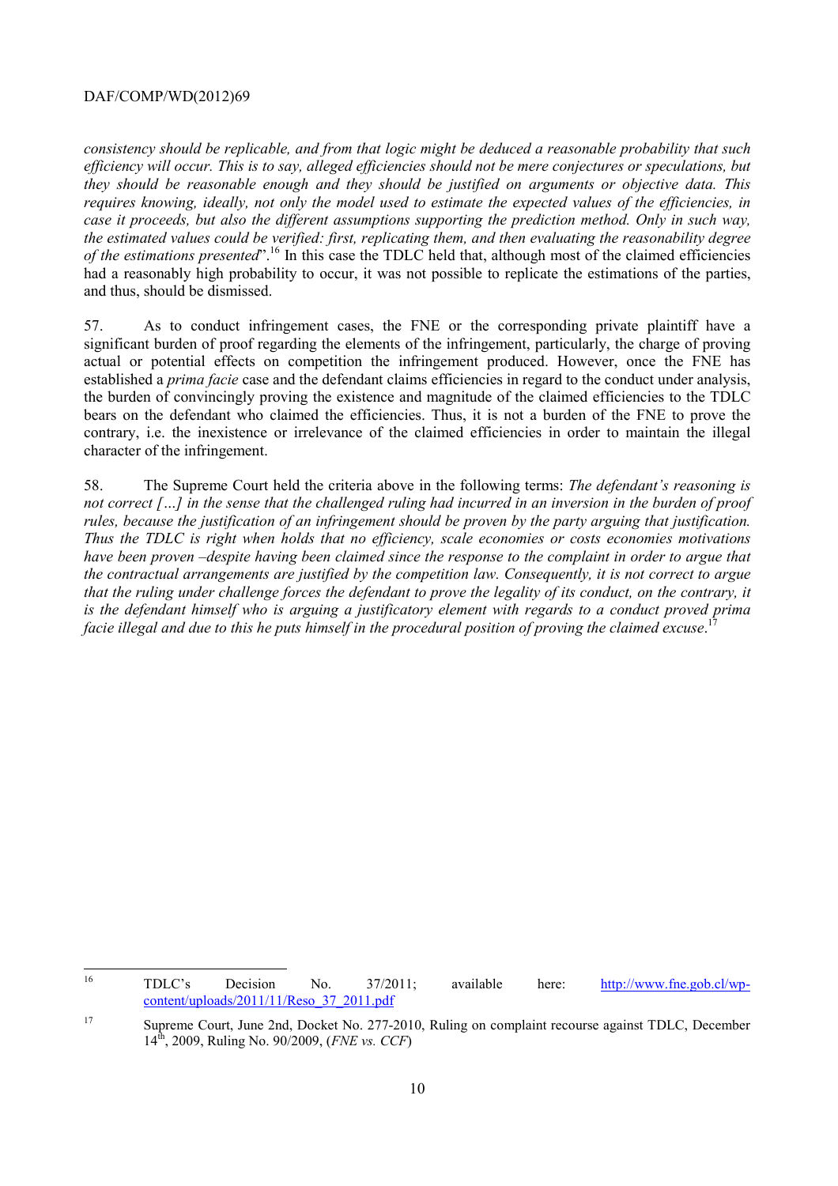*consistency should be replicable, and from that logic might be deduced a reasonable probability that such efficiency will occur. This is to say, alleged efficiencies should not be mere conjectures or speculations, but they should be reasonable enough and they should be justified on arguments or objective data. This requires knowing, ideally, not only the model used to estimate the expected values of the efficiencies, in case it proceeds, but also the different assumptions supporting the prediction method. Only in such way, the estimated values could be verified: first, replicating them, and then evaluating the reasonability degree of the estimations presented*".[16] In this case the TDLC held that, although most of the claimed efficiencies had a reasonably high probability to occur, it was not possible to replicate the estimations of the parties, and thus, should be dismissed.

57. As to conduct infringement cases, the FNE or the corresponding private plaintiff have a significant burden of proof regarding the elements of the infringement, particularly, the charge of proving actual or potential effects on competition the infringement produced. However, once the FNE has established a *prima facie* case and the defendant claims efficiencies in regard to the conduct under analysis, the burden of convincingly proving the existence and magnitude of the claimed efficiencies to the TDLC bears on the defendant who claimed the efficiencies. Thus, it is not a burden of the FNE to prove the contrary, i.e. the inexistence or irrelevance of the claimed efficiencies in order to maintain the illegal character of the infringement.

58. The Supreme Court held the criteria above in the following terms: *The defendant's reasoning is not correct […] in the sense that the challenged ruling had incurred in an inversion in the burden of proof rules, because the justification of an infringement should be proven by the party arguing that justification. Thus the TDLC is right when holds that no efficiency, scale economies or costs economies motivations have been proven –despite having been claimed since the response to the complaint in order to argue that the contractual arrangements are justified by the competition law. Consequently, it is not correct to argue that the ruling under challenge forces the defendant to prove the legality of its conduct, on the contrary, it is the defendant himself who is arguing a justificatory element with regards to a conduct proved prima facie illegal and due to this he puts himself in the procedural position of proving the claimed excuse*.[17]

---

16 TDLC's Decision No. 37/2011; available here: http://www.fne.gob.cl/wp-content/uploads/2011/11/Reso_37_2011.pdf

17 Supreme Court, June 2nd, Docket No. 277-2010, Ruling on complaint recourse against TDLC, December 14th, 2009, Ruling No. 90/2009, (*FNE vs. CCF*)